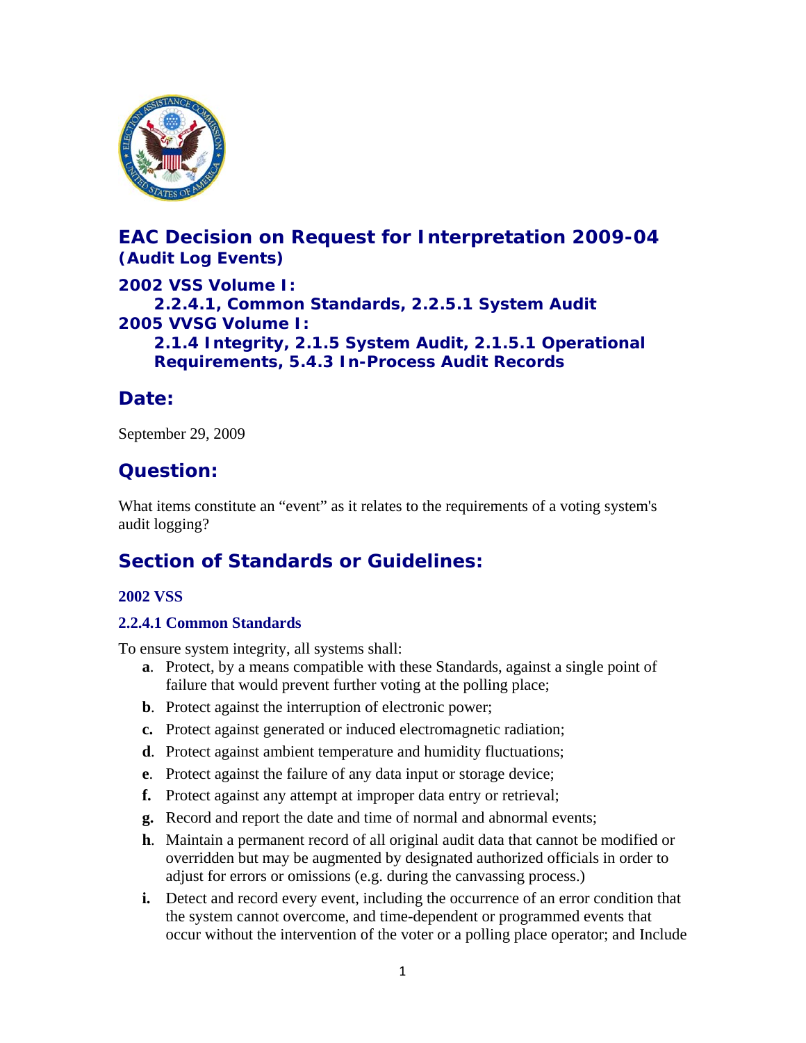# EAC Decision on Request for Interpretation 2009-04

**(Audit Log Events)**

**2002 VSS Volume I:**
**2.2.4.1, Common Standards, 2.2.5.1 System Audit**
**2005 VVSG Volume I:**
**2.1.4 Integrity, 2.1.5 System Audit, 2.1.5.1 Operational Requirements, 5.4.3 In-Process Audit Records**

## Date:

September 29, 2009

## Question:

What items constitute an "event" as it relates to the requirements of a voting system's audit logging?

## Section of Standards or Guidelines:

### 2002 VSS

### 2.2.4.1 Common Standards

To ensure system integrity, all systems shall:

- **a**. Protect, by a means compatible with these Standards, against a single point of failure that would prevent further voting at the polling place;
- **b**. Protect against the interruption of electronic power;
- **c.** Protect against generated or induced electromagnetic radiation;
- **d**. Protect against ambient temperature and humidity fluctuations;
- **e**. Protect against the failure of any data input or storage device;
- **f.** Protect against any attempt at improper data entry or retrieval;
- **g.** Record and report the date and time of normal and abnormal events;
- **h**. Maintain a permanent record of all original audit data that cannot be modified or overridden but may be augmented by designated authorized officials in order to adjust for errors or omissions (e.g. during the canvassing process.)
- **i.** Detect and record every event, including the occurrence of an error condition that the system cannot overcome, and time-dependent or programmed events that occur without the intervention of the voter or a polling place operator; and Include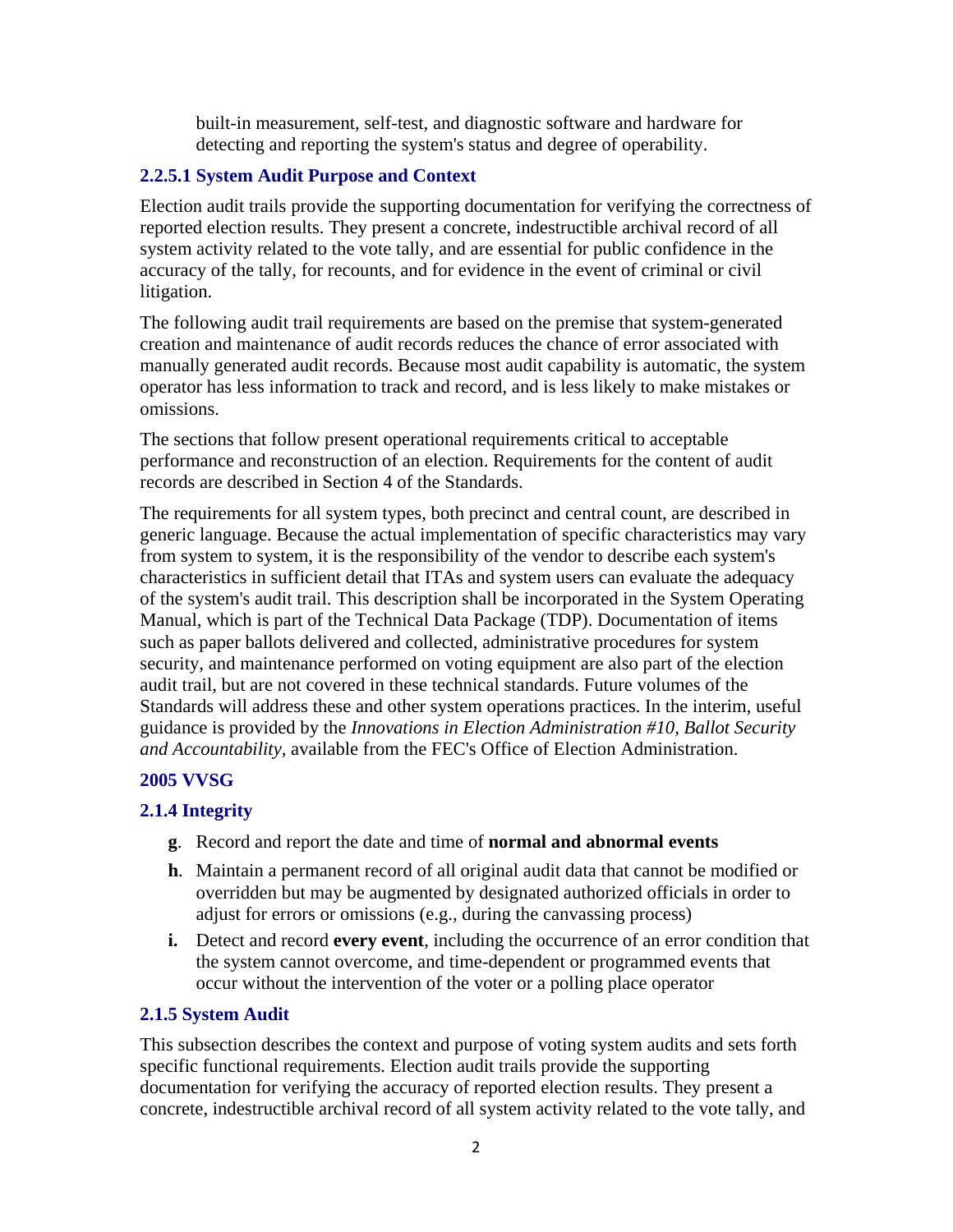built-in measurement, self-test, and diagnostic software and hardware for detecting and reporting the system's status and degree of operability.

### 2.2.5.1 System Audit Purpose and Context

Election audit trails provide the supporting documentation for verifying the correctness of reported election results. They present a concrete, indestructible archival record of all system activity related to the vote tally, and are essential for public confidence in the accuracy of the tally, for recounts, and for evidence in the event of criminal or civil litigation.

The following audit trail requirements are based on the premise that system-generated creation and maintenance of audit records reduces the chance of error associated with manually generated audit records. Because most audit capability is automatic, the system operator has less information to track and record, and is less likely to make mistakes or omissions.

The sections that follow present operational requirements critical to acceptable performance and reconstruction of an election. Requirements for the content of audit records are described in Section 4 of the Standards.

The requirements for all system types, both precinct and central count, are described in generic language. Because the actual implementation of specific characteristics may vary from system to system, it is the responsibility of the vendor to describe each system's characteristics in sufficient detail that ITAs and system users can evaluate the adequacy of the system's audit trail. This description shall be incorporated in the System Operating Manual, which is part of the Technical Data Package (TDP). Documentation of items such as paper ballots delivered and collected, administrative procedures for system security, and maintenance performed on voting equipment are also part of the election audit trail, but are not covered in these technical standards. Future volumes of the Standards will address these and other system operations practices. In the interim, useful guidance is provided by the *Innovations in Election Administration #10, Ballot Security and Accountability,* available from the FEC's Office of Election Administration.

### 2005 VVSG

### 2.1.4 Integrity

- **g**. Record and report the date and time of **normal and abnormal events**
- **h**. Maintain a permanent record of all original audit data that cannot be modified or overridden but may be augmented by designated authorized officials in order to adjust for errors or omissions (e.g., during the canvassing process)
- **i.** Detect and record **every event**, including the occurrence of an error condition that the system cannot overcome, and time-dependent or programmed events that occur without the intervention of the voter or a polling place operator

### 2.1.5 System Audit

This subsection describes the context and purpose of voting system audits and sets forth specific functional requirements. Election audit trails provide the supporting documentation for verifying the accuracy of reported election results. They present a concrete, indestructible archival record of all system activity related to the vote tally, and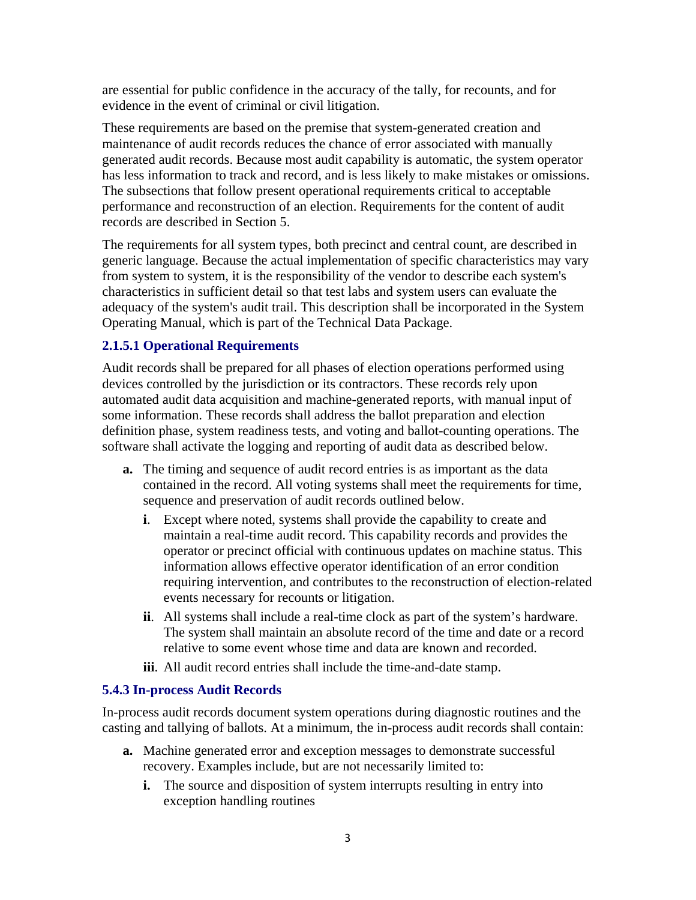are essential for public confidence in the accuracy of the tally, for recounts, and for evidence in the event of criminal or civil litigation.

These requirements are based on the premise that system-generated creation and maintenance of audit records reduces the chance of error associated with manually generated audit records. Because most audit capability is automatic, the system operator has less information to track and record, and is less likely to make mistakes or omissions. The subsections that follow present operational requirements critical to acceptable performance and reconstruction of an election. Requirements for the content of audit records are described in Section 5.

The requirements for all system types, both precinct and central count, are described in generic language. Because the actual implementation of specific characteristics may vary from system to system, it is the responsibility of the vendor to describe each system's characteristics in sufficient detail so that test labs and system users can evaluate the adequacy of the system's audit trail. This description shall be incorporated in the System Operating Manual, which is part of the Technical Data Package.

### 2.1.5.1 Operational Requirements

Audit records shall be prepared for all phases of election operations performed using devices controlled by the jurisdiction or its contractors. These records rely upon automated audit data acquisition and machine-generated reports, with manual input of some information. These records shall address the ballot preparation and election definition phase, system readiness tests, and voting and ballot-counting operations. The software shall activate the logging and reporting of audit data as described below.

- **a.** The timing and sequence of audit record entries is as important as the data contained in the record. All voting systems shall meet the requirements for time, sequence and preservation of audit records outlined below.
  - **i**. Except where noted, systems shall provide the capability to create and maintain a real-time audit record. This capability records and provides the operator or precinct official with continuous updates on machine status. This information allows effective operator identification of an error condition requiring intervention, and contributes to the reconstruction of election-related events necessary for recounts or litigation.
  - **ii**. All systems shall include a real-time clock as part of the system's hardware. The system shall maintain an absolute record of the time and date or a record relative to some event whose time and data are known and recorded.
  - **iii**. All audit record entries shall include the time-and-date stamp.

### 5.4.3 In-process Audit Records

In-process audit records document system operations during diagnostic routines and the casting and tallying of ballots. At a minimum, the in-process audit records shall contain:

- **a.** Machine generated error and exception messages to demonstrate successful recovery. Examples include, but are not necessarily limited to:
  - **i.** The source and disposition of system interrupts resulting in entry into exception handling routines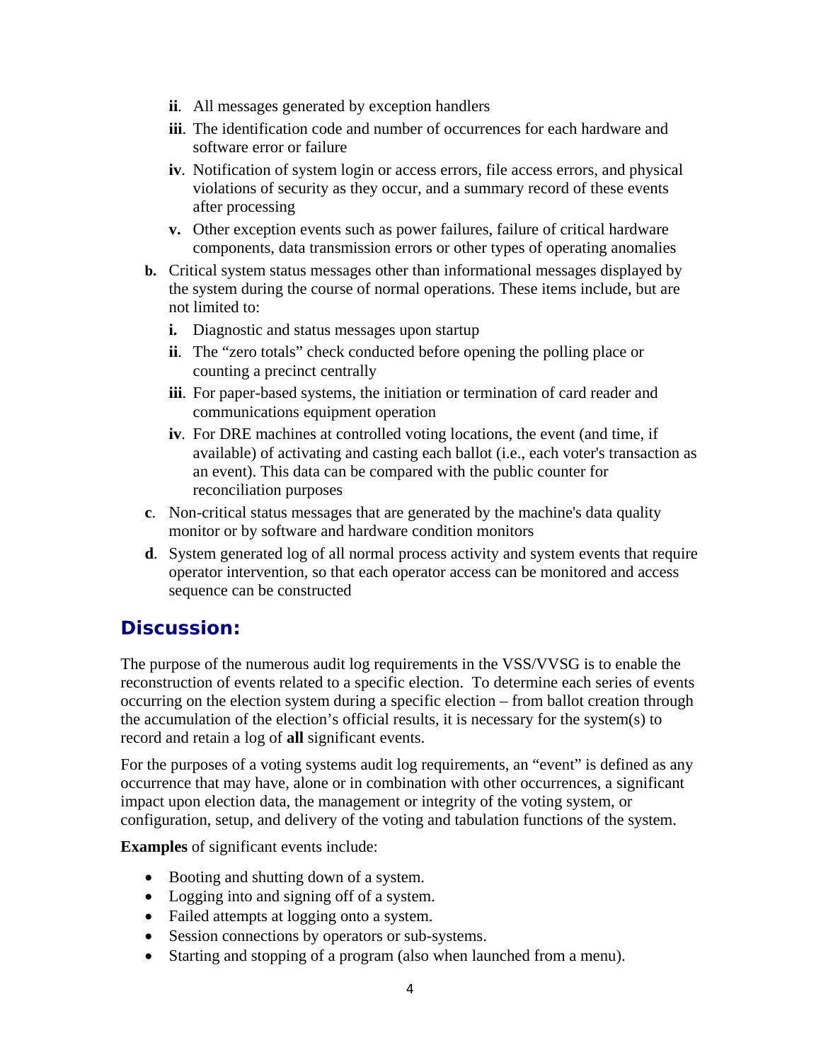- **ii**. All messages generated by exception handlers
   - **iii**. The identification code and number of occurrences for each hardware and software error or failure
   - **iv**. Notification of system login or access errors, file access errors, and physical violations of security as they occur, and a summary record of these events after processing
   - **v.** Other exception events such as power failures, failure of critical hardware components, data transmission errors or other types of operating anomalies

- **b.** Critical system status messages other than informational messages displayed by the system during the course of normal operations. These items include, but are not limited to:
   - **i.** Diagnostic and status messages upon startup
   - **ii**. The "zero totals" check conducted before opening the polling place or counting a precinct centrally
   - **iii**. For paper-based systems, the initiation or termination of card reader and communications equipment operation
   - **iv**. For DRE machines at controlled voting locations, the event (and time, if available) of activating and casting each ballot (i.e., each voter's transaction as an event). This data can be compared with the public counter for reconciliation purposes
- **c**. Non-critical status messages that are generated by the machine's data quality monitor or by software and hardware condition monitors
- **d**. System generated log of all normal process activity and system events that require operator intervention, so that each operator access can be monitored and access sequence can be constructed

## Discussion:

The purpose of the numerous audit log requirements in the VSS/VVSG is to enable the reconstruction of events related to a specific election. To determine each series of events occurring on the election system during a specific election – from ballot creation through the accumulation of the election's official results, it is necessary for the system(s) to record and retain a log of **all** significant events.

For the purposes of a voting systems audit log requirements, an "event" is defined as any occurrence that may have, alone or in combination with other occurrences, a significant impact upon election data, the management or integrity of the voting system, or configuration, setup, and delivery of the voting and tabulation functions of the system.

**Examples** of significant events include:

- Booting and shutting down of a system.
- Logging into and signing off of a system.
- Failed attempts at logging onto a system.
- Session connections by operators or sub-systems.
- Starting and stopping of a program (also when launched from a menu).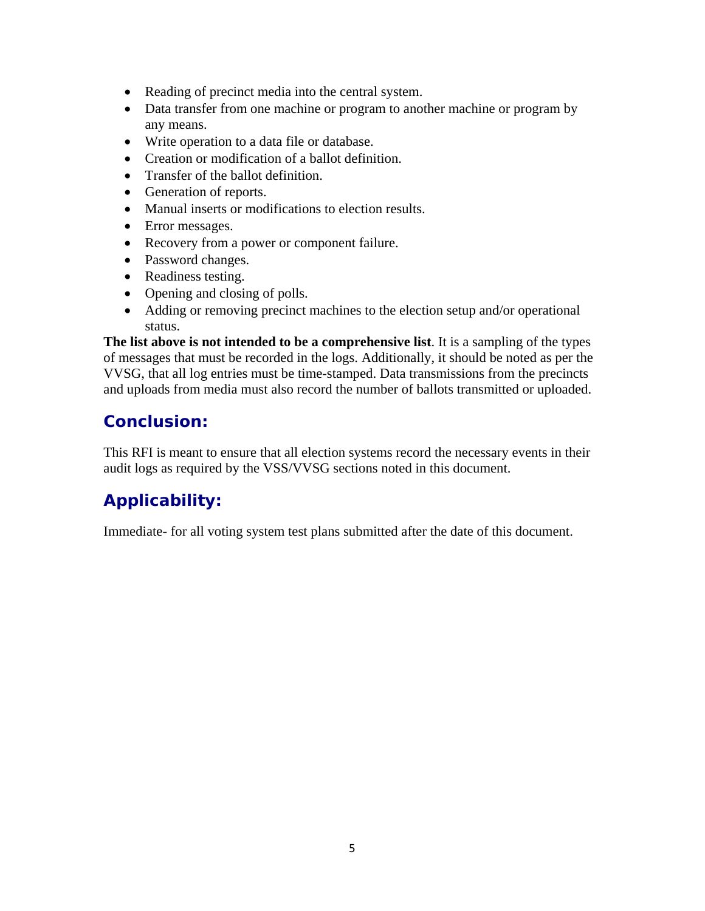- Reading of precinct media into the central system.
- Data transfer from one machine or program to another machine or program by any means.
- Write operation to a data file or database.
- Creation or modification of a ballot definition.
- Transfer of the ballot definition.
- Generation of reports.
- Manual inserts or modifications to election results.
- Error messages.
- Recovery from a power or component failure.
- Password changes.
- Readiness testing.
- Opening and closing of polls.
- Adding or removing precinct machines to the election setup and/or operational status.

**The list above is not intended to be a comprehensive list**. It is a sampling of the types of messages that must be recorded in the logs. Additionally, it should be noted as per the VVSG, that all log entries must be time-stamped. Data transmissions from the precincts and uploads from media must also record the number of ballots transmitted or uploaded.

## Conclusion:

This RFI is meant to ensure that all election systems record the necessary events in their audit logs as required by the VSS/VVSG sections noted in this document.

## Applicability:

Immediate- for all voting system test plans submitted after the date of this document.